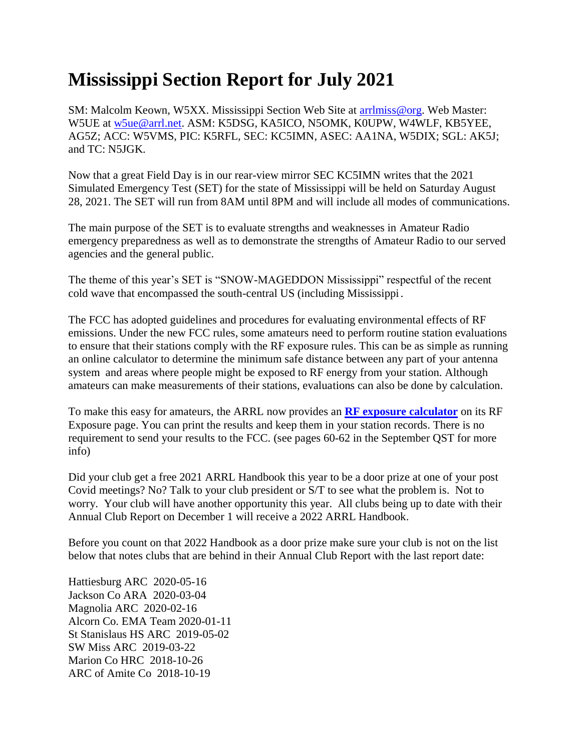# Mississippi Section Report for July 2021

SM: Malcolm Keown, W5XX. Mississippi Section Web Site at arrlmiss@org. Web Master: W5UE at w5ue@arrl.net. ASM: K5DSG, KA5ICO, N5OMK, K0UPW, W4WLF, KB5YEE, AG5Z; ACC: W5VMS, PIC: K5RFL, SEC: KC5IMN, ASEC: AA1NA, W5DIX; SGL: AK5J; and TC: N5JGK.

Now that a great Field Day is in our rear-view mirror SEC KC5IMN writes that the 2021 Simulated Emergency Test (SET) for the state of Mississippi will be held on Saturday August 28, 2021. The SET will run from 8AM until 8PM and will include all modes of communications.

The main purpose of the SET is to evaluate strengths and weaknesses in Amateur Radio emergency preparedness as well as to demonstrate the strengths of Amateur Radio to our served agencies and the general public.

The theme of this year's SET is "SNOW-MAGEDDON Mississippi" respectful of the recent cold wave that encompassed the south-central US (including Mississippi.

The FCC has adopted guidelines and procedures for evaluating environmental effects of RF emissions. Under the new FCC rules, some amateurs need to perform routine station evaluations to ensure that their stations comply with the RF exposure rules. This can be as simple as running an online calculator to determine the minimum safe distance between any part of your antenna system and areas where people might be exposed to RF energy from your station. Although amateurs can make measurements of their stations, evaluations can also be done by calculation.

To make this easy for amateurs, the ARRL now provides an **RF exposure calculator** on its RF Exposure page. You can print the results and keep them in your station records. There is no requirement to send your results to the FCC. (see pages 60-62 in the September QST for more info)

Did your club get a free 2021 ARRL Handbook this year to be a door prize at one of your post Covid meetings? No? Talk to your club president or S/T to see what the problem is. Not to worry. Your club will have another opportunity this year. All clubs being up to date with their Annual Club Report on December 1 will receive a 2022 ARRL Handbook.

Before you count on that 2022 Handbook as a door prize make sure your club is not on the list below that notes clubs that are behind in their Annual Club Report with the last report date:

Hattiesburg ARC 2020-05-16
Jackson Co ARA 2020-03-04
Magnolia ARC 2020-02-16
Alcorn Co. EMA Team 2020-01-11
St Stanislaus HS ARC 2019-05-02
SW Miss ARC 2019-03-22
Marion Co HRC 2018-10-26
ARC of Amite Co 2018-10-19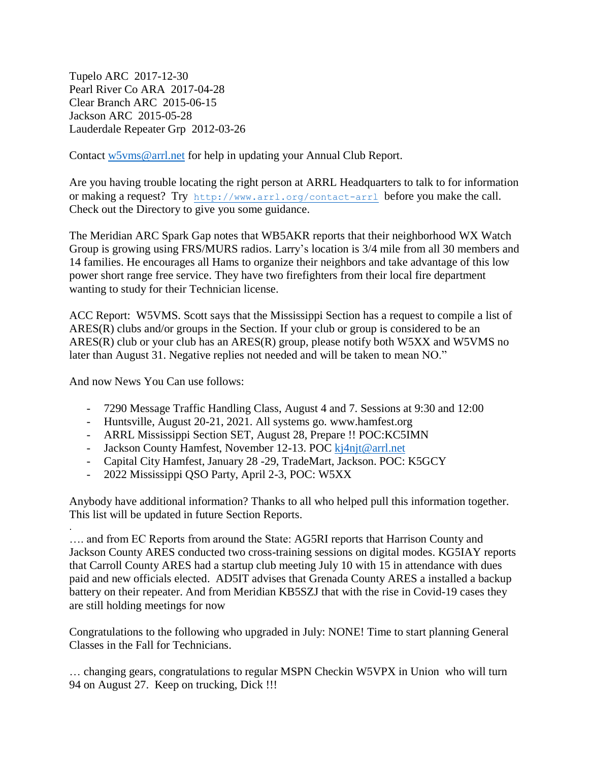Tupelo ARC 2017-12-30
Pearl River Co ARA 2017-04-28
Clear Branch ARC 2015-06-15
Jackson ARC 2015-05-28
Lauderdale Repeater Grp 2012-03-26

Contact w5vms@arrl.net for help in updating your Annual Club Report.

Are you having trouble locating the right person at ARRL Headquarters to talk to for information or making a request? Try `http://www.arrl.org/contact-arrl` before you make the call. Check out the Directory to give you some guidance.

The Meridian ARC Spark Gap notes that WB5AKR reports that their neighborhood WX Watch Group is growing using FRS/MURS radios. Larry's location is 3/4 mile from all 30 members and 14 families. He encourages all Hams to organize their neighbors and take advantage of this low power short range free service. They have two firefighters from their local fire department wanting to study for their Technician license.

ACC Report: W5VMS. Scott says that the Mississippi Section has a request to compile a list of ARES(R) clubs and/or groups in the Section. If your club or group is considered to be an ARES(R) club or your club has an ARES(R) group, please notify both W5XX and W5VMS no later than August 31. Negative replies not needed and will be taken to mean NO."

And now News You Can use follows:

- 7290 Message Traffic Handling Class, August 4 and 7. Sessions at 9:30 and 12:00
- Huntsville, August 20-21, 2021. All systems go. www.hamfest.org
- ARRL Mississippi Section SET, August 28, Prepare !! POC:KC5IMN
- Jackson County Hamfest, November 12-13. POC kj4njt@arrl.net
- Capital City Hamfest, January 28 -29, TradeMart, Jackson. POC: K5GCY
- 2022 Mississippi QSO Party, April 2-3, POC: W5XX

Anybody have additional information? Thanks to all who helped pull this information together. This list will be updated in future Section Reports.

…. and from EC Reports from around the State: AG5RI reports that Harrison County and Jackson County ARES conducted two cross-training sessions on digital modes. KG5IAY reports that Carroll County ARES had a startup club meeting July 10 with 15 in attendance with dues paid and new officials elected. AD5IT advises that Grenada County ARES a installed a backup battery on their repeater. And from Meridian KB5SZJ that with the rise in Covid-19 cases they are still holding meetings for now

Congratulations to the following who upgraded in July: NONE! Time to start planning General Classes in the Fall for Technicians.

… changing gears, congratulations to regular MSPN Checkin W5VPX in Union who will turn 94 on August 27. Keep on trucking, Dick !!!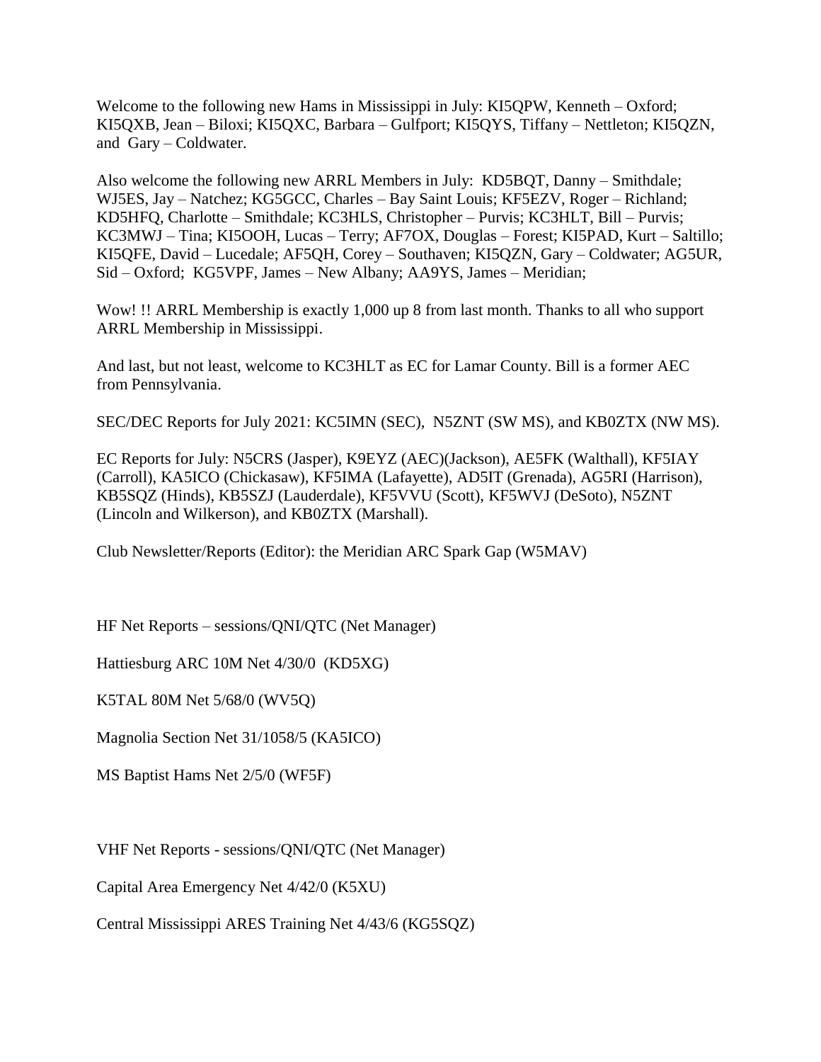Welcome to the following new Hams in Mississippi in July: KI5QPW, Kenneth – Oxford; KI5QXB, Jean – Biloxi; KI5QXC, Barbara – Gulfport; KI5QYS, Tiffany – Nettleton; KI5QZN, and Gary – Coldwater.

Also welcome the following new ARRL Members in July: KD5BQT, Danny – Smithdale; WJ5ES, Jay – Natchez; KG5GCC, Charles – Bay Saint Louis; KF5EZV, Roger – Richland; KD5HFQ, Charlotte – Smithdale; KC3HLS, Christopher – Purvis; KC3HLT, Bill – Purvis; KC3MWJ – Tina; KI5OOH, Lucas – Terry; AF7OX, Douglas – Forest; KI5PAD, Kurt – Saltillo; KI5QFE, David – Lucedale; AF5QH, Corey – Southaven; KI5QZN, Gary – Coldwater; AG5UR, Sid – Oxford; KG5VPF, James – New Albany; AA9YS, James – Meridian;

Wow! !! ARRL Membership is exactly 1,000 up 8 from last month. Thanks to all who support ARRL Membership in Mississippi.

And last, but not least, welcome to KC3HLT as EC for Lamar County. Bill is a former AEC from Pennsylvania.

SEC/DEC Reports for July 2021: KC5IMN (SEC), N5ZNT (SW MS), and KB0ZTX (NW MS).

EC Reports for July: N5CRS (Jasper), K9EYZ (AEC)(Jackson), AE5FK (Walthall), KF5IAY (Carroll), KA5ICO (Chickasaw), KF5IMA (Lafayette), AD5IT (Grenada), AG5RI (Harrison), KB5SQZ (Hinds), KB5SZJ (Lauderdale), KF5VVU (Scott), KF5WVJ (DeSoto), N5ZNT (Lincoln and Wilkerson), and KB0ZTX (Marshall).

Club Newsletter/Reports (Editor): the Meridian ARC Spark Gap (W5MAV)

HF Net Reports – sessions/QNI/QTC (Net Manager)

Hattiesburg ARC 10M Net 4/30/0 (KD5XG)

K5TAL 80M Net 5/68/0 (WV5Q)

Magnolia Section Net 31/1058/5 (KA5ICO)

MS Baptist Hams Net 2/5/0 (WF5F)

VHF Net Reports - sessions/QNI/QTC (Net Manager)

Capital Area Emergency Net 4/42/0 (K5XU)

Central Mississippi ARES Training Net 4/43/6 (KG5SQZ)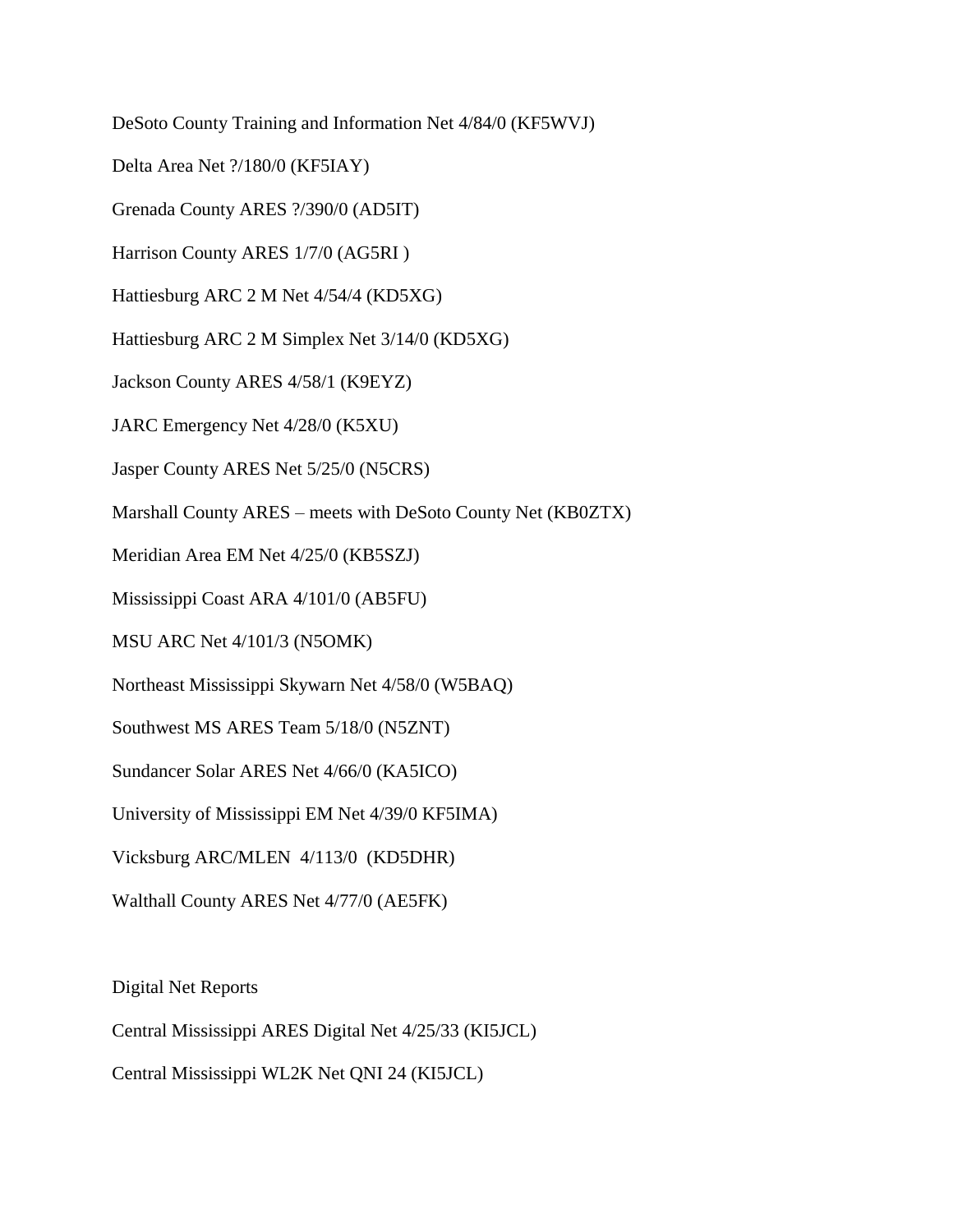DeSoto County Training and Information Net 4/84/0 (KF5WVJ)

Delta Area Net ?/180/0 (KF5IAY)

Grenada County ARES ?/390/0 (AD5IT)

Harrison County ARES 1/7/0 (AG5RI )

Hattiesburg ARC 2 M Net 4/54/4 (KD5XG)

Hattiesburg ARC 2 M Simplex Net 3/14/0 (KD5XG)

Jackson County ARES 4/58/1 (K9EYZ)

JARC Emergency Net 4/28/0 (K5XU)

Jasper County ARES Net 5/25/0 (N5CRS)

Marshall County ARES – meets with DeSoto County Net (KB0ZTX)

Meridian Area EM Net 4/25/0 (KB5SZJ)

Mississippi Coast ARA 4/101/0 (AB5FU)

MSU ARC Net 4/101/3 (N5OMK)

Northeast Mississippi Skywarn Net 4/58/0 (W5BAQ)

Southwest MS ARES Team 5/18/0 (N5ZNT)

Sundancer Solar ARES Net 4/66/0 (KA5ICO)

University of Mississippi EM Net 4/39/0 KF5IMA)

Vicksburg ARC/MLEN 4/113/0 (KD5DHR)

Walthall County ARES Net 4/77/0 (AE5FK)

Digital Net Reports

Central Mississippi ARES Digital Net 4/25/33 (KI5JCL)

Central Mississippi WL2K Net QNI 24 (KI5JCL)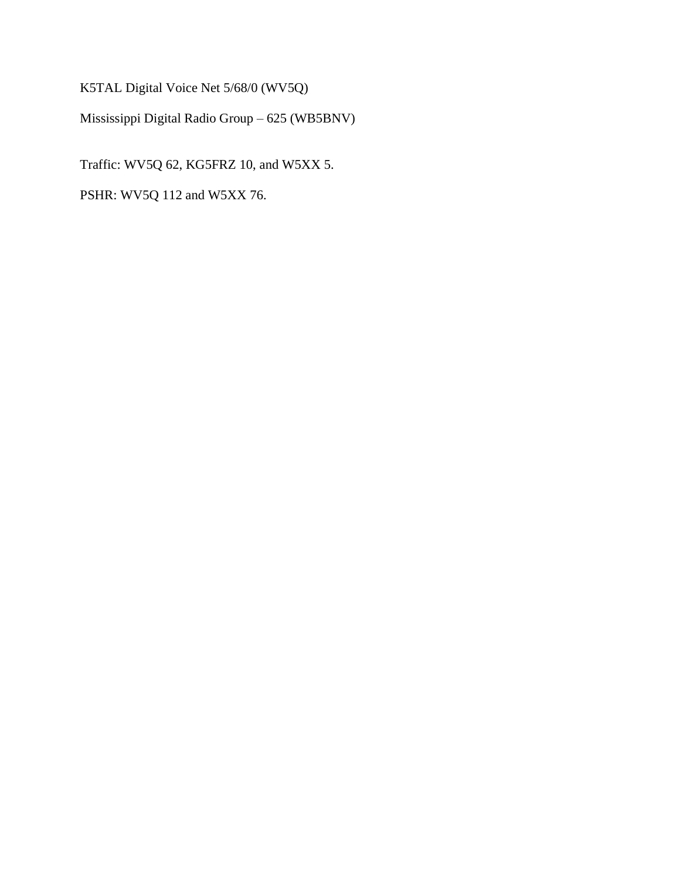K5TAL Digital Voice Net 5/68/0 (WV5Q)

Mississippi Digital Radio Group – 625 (WB5BNV)

Traffic: WV5Q 62, KG5FRZ 10, and W5XX 5.

PSHR: WV5Q 112 and W5XX 76.